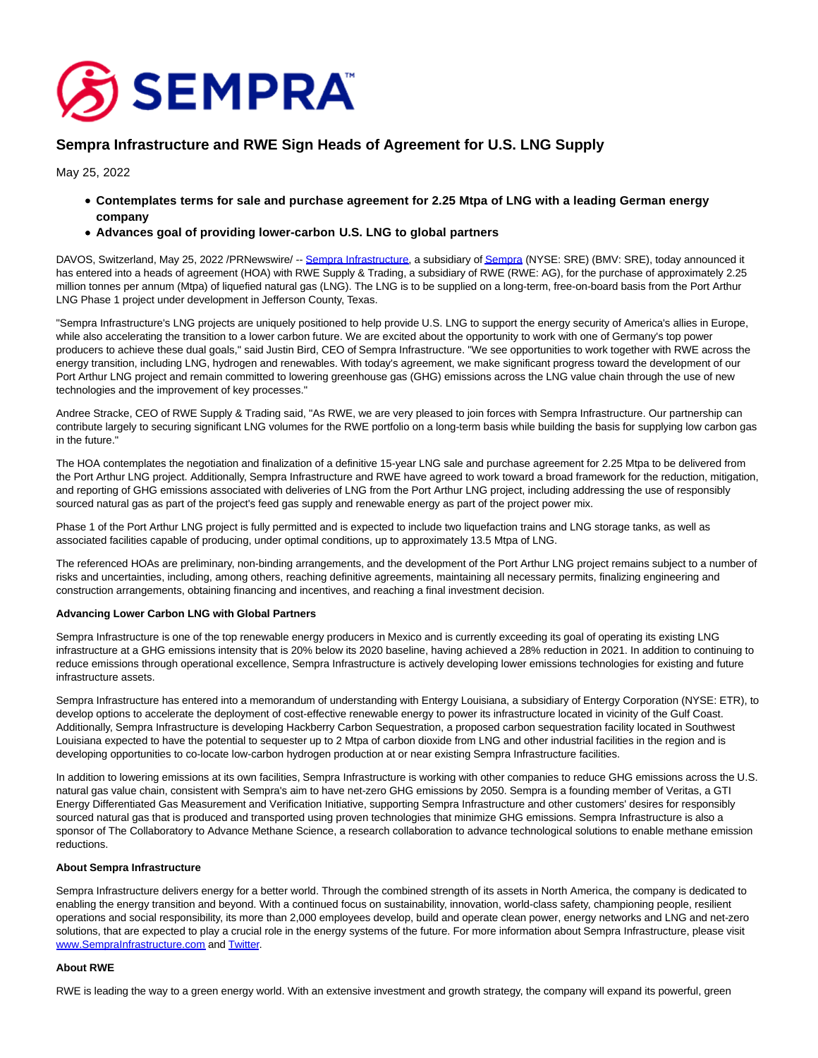# Sempra Infrastructure and RWE Sign Heads of Agreement for U.S. LNG Supply

May 25, 2022

- **Contemplates terms for sale and purchase agreement for 2.25 Mtpa of LNG with a leading German energy company**
- **Advances goal of providing lower-carbon U.S. LNG to global partners**

DAVOS, Switzerland, May 25, 2022 /PRNewswire/ -- Sempra Infrastructure, a subsidiary of Sempra (NYSE: SRE) (BMV: SRE), today announced it has entered into a heads of agreement (HOA) with RWE Supply & Trading, a subsidiary of RWE (RWE: AG), for the purchase of approximately 2.25 million tonnes per annum (Mtpa) of liquefied natural gas (LNG). The LNG is to be supplied on a long-term, free-on-board basis from the Port Arthur LNG Phase 1 project under development in Jefferson County, Texas.

"Sempra Infrastructure's LNG projects are uniquely positioned to help provide U.S. LNG to support the energy security of America's allies in Europe, while also accelerating the transition to a lower carbon future. We are excited about the opportunity to work with one of Germany's top power producers to achieve these dual goals," said Justin Bird, CEO of Sempra Infrastructure. "We see opportunities to work together with RWE across the energy transition, including LNG, hydrogen and renewables. With today's agreement, we make significant progress toward the development of our Port Arthur LNG project and remain committed to lowering greenhouse gas (GHG) emissions across the LNG value chain through the use of new technologies and the improvement of key processes."

Andree Stracke, CEO of RWE Supply & Trading said, "As RWE, we are very pleased to join forces with Sempra Infrastructure. Our partnership can contribute largely to securing significant LNG volumes for the RWE portfolio on a long-term basis while building the basis for supplying low carbon gas in the future."

The HOA contemplates the negotiation and finalization of a definitive 15-year LNG sale and purchase agreement for 2.25 Mtpa to be delivered from the Port Arthur LNG project. Additionally, Sempra Infrastructure and RWE have agreed to work toward a broad framework for the reduction, mitigation, and reporting of GHG emissions associated with deliveries of LNG from the Port Arthur LNG project, including addressing the use of responsibly sourced natural gas as part of the project's feed gas supply and renewable energy as part of the project power mix.

Phase 1 of the Port Arthur LNG project is fully permitted and is expected to include two liquefaction trains and LNG storage tanks, as well as associated facilities capable of producing, under optimal conditions, up to approximately 13.5 Mtpa of LNG.

The referenced HOAs are preliminary, non-binding arrangements, and the development of the Port Arthur LNG project remains subject to a number of risks and uncertainties, including, among others, reaching definitive agreements, maintaining all necessary permits, finalizing engineering and construction arrangements, obtaining financing and incentives, and reaching a final investment decision.

**Advancing Lower Carbon LNG with Global Partners**

Sempra Infrastructure is one of the top renewable energy producers in Mexico and is currently exceeding its goal of operating its existing LNG infrastructure at a GHG emissions intensity that is 20% below its 2020 baseline, having achieved a 28% reduction in 2021. In addition to continuing to reduce emissions through operational excellence, Sempra Infrastructure is actively developing lower emissions technologies for existing and future infrastructure assets.

Sempra Infrastructure has entered into a memorandum of understanding with Entergy Louisiana, a subsidiary of Entergy Corporation (NYSE: ETR), to develop options to accelerate the deployment of cost-effective renewable energy to power its infrastructure located in vicinity of the Gulf Coast. Additionally, Sempra Infrastructure is developing Hackberry Carbon Sequestration, a proposed carbon sequestration facility located in Southwest Louisiana expected to have the potential to sequester up to 2 Mtpa of carbon dioxide from LNG and other industrial facilities in the region and is developing opportunities to co-locate low-carbon hydrogen production at or near existing Sempra Infrastructure facilities.

In addition to lowering emissions at its own facilities, Sempra Infrastructure is working with other companies to reduce GHG emissions across the U.S. natural gas value chain, consistent with Sempra's aim to have net-zero GHG emissions by 2050. Sempra is a founding member of Veritas, a GTI Energy Differentiated Gas Measurement and Verification Initiative, supporting Sempra Infrastructure and other customers' desires for responsibly sourced natural gas that is produced and transported using proven technologies that minimize GHG emissions. Sempra Infrastructure is also a sponsor of The Collaboratory to Advance Methane Science, a research collaboration to advance technological solutions to enable methane emission reductions.

**About Sempra Infrastructure**

Sempra Infrastructure delivers energy for a better world. Through the combined strength of its assets in North America, the company is dedicated to enabling the energy transition and beyond. With a continued focus on sustainability, innovation, world-class safety, championing people, resilient operations and social responsibility, its more than 2,000 employees develop, build and operate clean power, energy networks and LNG and net-zero solutions, that are expected to play a crucial role in the energy systems of the future. For more information about Sempra Infrastructure, please visit www.SempraInfrastructure.com and Twitter.

**About RWE**

RWE is leading the way to a green energy world. With an extensive investment and growth strategy, the company will expand its powerful, green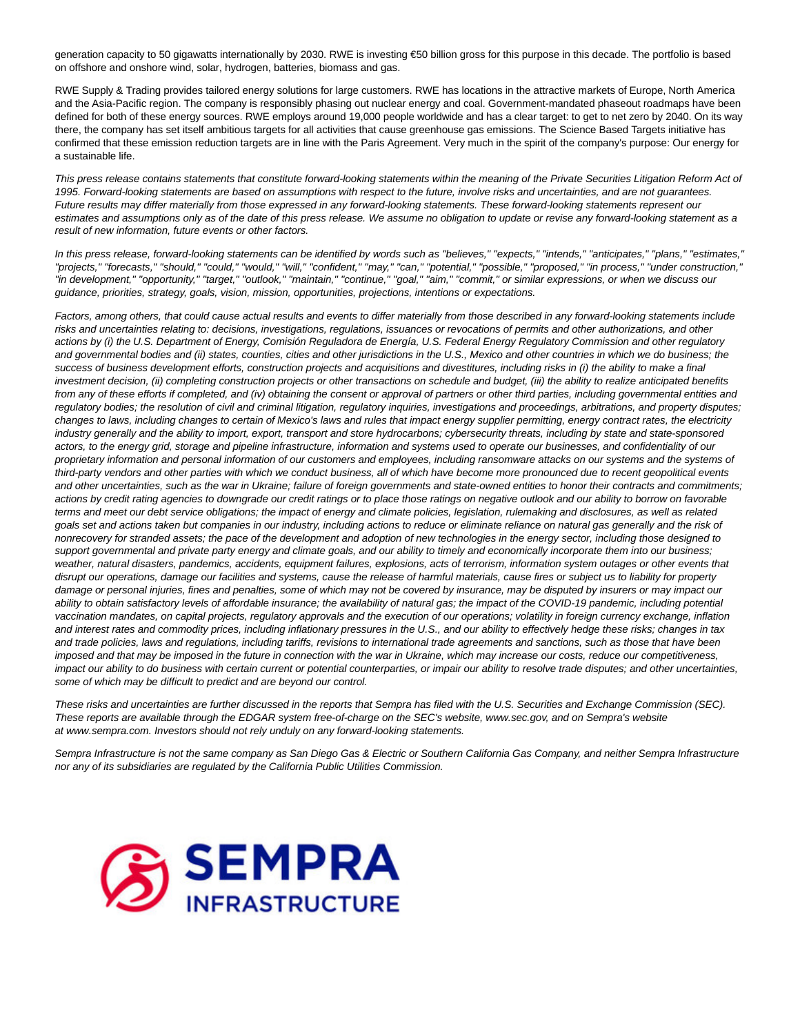generation capacity to 50 gigawatts internationally by 2030. RWE is investing €50 billion gross for this purpose in this decade. The portfolio is based on offshore and onshore wind, solar, hydrogen, batteries, biomass and gas.

RWE Supply & Trading provides tailored energy solutions for large customers. RWE has locations in the attractive markets of Europe, North America and the Asia-Pacific region. The company is responsibly phasing out nuclear energy and coal. Government-mandated phaseout roadmaps have been defined for both of these energy sources. RWE employs around 19,000 people worldwide and has a clear target: to get to net zero by 2040. On its way there, the company has set itself ambitious targets for all activities that cause greenhouse gas emissions. The Science Based Targets initiative has confirmed that these emission reduction targets are in line with the Paris Agreement. Very much in the spirit of the company's purpose: Our energy for a sustainable life.

*This press release contains statements that constitute forward-looking statements within the meaning of the Private Securities Litigation Reform Act of 1995. Forward-looking statements are based on assumptions with respect to the future, involve risks and uncertainties, and are not guarantees. Future results may differ materially from those expressed in any forward-looking statements. These forward-looking statements represent our estimates and assumptions only as of the date of this press release. We assume no obligation to update or revise any forward-looking statement as a result of new information, future events or other factors.*

*In this press release, forward-looking statements can be identified by words such as "believes," "expects," "intends," "anticipates," "plans," "estimates," "projects," "forecasts," "should," "could," "would," "will," "confident," "may," "can," "potential," "possible," "proposed," "in process," "under construction," "in development," "opportunity," "target," "outlook," "maintain," "continue," "goal," "aim," "commit," or similar expressions, or when we discuss our guidance, priorities, strategy, goals, vision, mission, opportunities, projections, intentions or expectations.*

*Factors, among others, that could cause actual results and events to differ materially from those described in any forward-looking statements include risks and uncertainties relating to: decisions, investigations, regulations, issuances or revocations of permits and other authorizations, and other actions by (i) the U.S. Department of Energy, Comisión Reguladora de Energía, U.S. Federal Energy Regulatory Commission and other regulatory and governmental bodies and (ii) states, counties, cities and other jurisdictions in the U.S., Mexico and other countries in which we do business; the success of business development efforts, construction projects and acquisitions and divestitures, including risks in (i) the ability to make a final investment decision, (ii) completing construction projects or other transactions on schedule and budget, (iii) the ability to realize anticipated benefits from any of these efforts if completed, and (iv) obtaining the consent or approval of partners or other third parties, including governmental entities and regulatory bodies; the resolution of civil and criminal litigation, regulatory inquiries, investigations and proceedings, arbitrations, and property disputes; changes to laws, including changes to certain of Mexico's laws and rules that impact energy supplier permitting, energy contract rates, the electricity industry generally and the ability to import, export, transport and store hydrocarbons; cybersecurity threats, including by state and state-sponsored actors, to the energy grid, storage and pipeline infrastructure, information and systems used to operate our businesses, and confidentiality of our proprietary information and personal information of our customers and employees, including ransomware attacks on our systems and the systems of third-party vendors and other parties with which we conduct business, all of which have become more pronounced due to recent geopolitical events and other uncertainties, such as the war in Ukraine; failure of foreign governments and state-owned entities to honor their contracts and commitments; actions by credit rating agencies to downgrade our credit ratings or to place those ratings on negative outlook and our ability to borrow on favorable terms and meet our debt service obligations; the impact of energy and climate policies, legislation, rulemaking and disclosures, as well as related goals set and actions taken but companies in our industry, including actions to reduce or eliminate reliance on natural gas generally and the risk of nonrecovery for stranded assets; the pace of the development and adoption of new technologies in the energy sector, including those designed to support governmental and private party energy and climate goals, and our ability to timely and economically incorporate them into our business; weather, natural disasters, pandemics, accidents, equipment failures, explosions, acts of terrorism, information system outages or other events that disrupt our operations, damage our facilities and systems, cause the release of harmful materials, cause fires or subject us to liability for property damage or personal injuries, fines and penalties, some of which may not be covered by insurance, may be disputed by insurers or may impact our ability to obtain satisfactory levels of affordable insurance; the availability of natural gas; the impact of the COVID-19 pandemic, including potential vaccination mandates, on capital projects, regulatory approvals and the execution of our operations; volatility in foreign currency exchange, inflation and interest rates and commodity prices, including inflationary pressures in the U.S., and our ability to effectively hedge these risks; changes in tax and trade policies, laws and regulations, including tariffs, revisions to international trade agreements and sanctions, such as those that have been imposed and that may be imposed in the future in connection with the war in Ukraine, which may increase our costs, reduce our competitiveness, impact our ability to do business with certain current or potential counterparties, or impair our ability to resolve trade disputes; and other uncertainties, some of which may be difficult to predict and are beyond our control.*

*These risks and uncertainties are further discussed in the reports that Sempra has filed with the U.S. Securities and Exchange Commission (SEC). These reports are available through the EDGAR system free-of-charge on the SEC's website, www.sec.gov, and on Sempra's website at www.sempra.com. Investors should not rely unduly on any forward-looking statements.*

*Sempra Infrastructure is not the same company as San Diego Gas & Electric or Southern California Gas Company, and neither Sempra Infrastructure nor any of its subsidiaries are regulated by the California Public Utilities Commission.*

SEMPRA INFRASTRUCTURE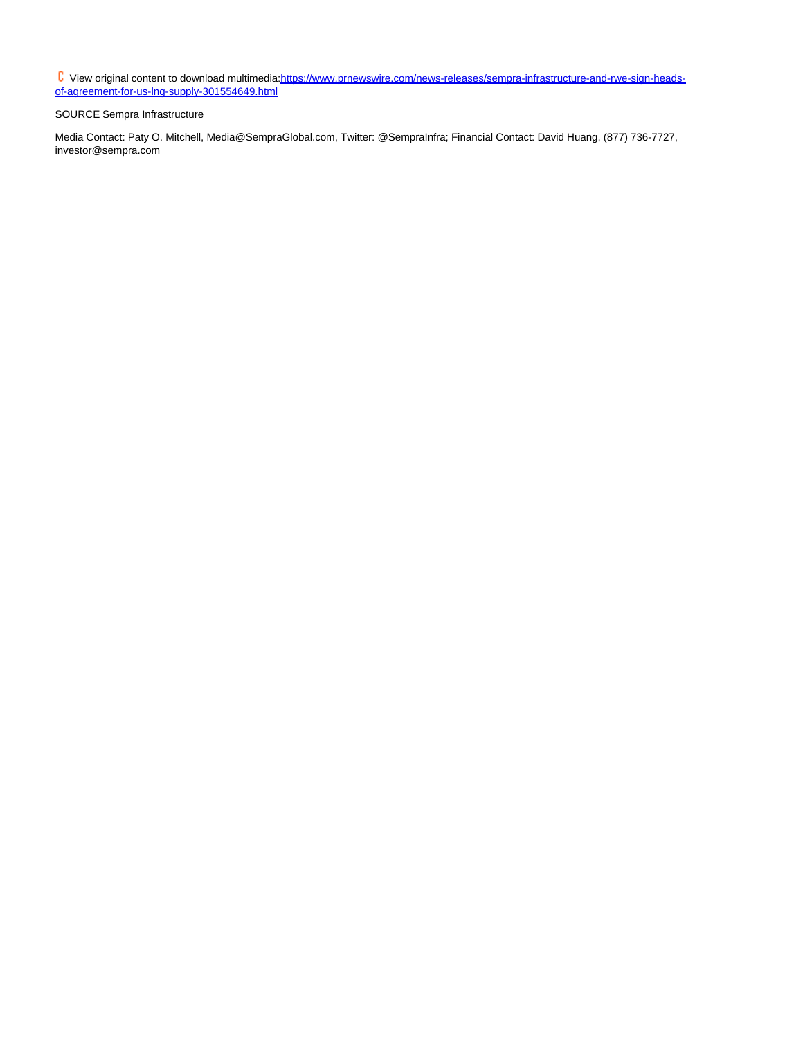View original content to download multimedia:https://www.prnewswire.com/news-releases/sempra-infrastructure-and-rwe-sign-heads-of-agreement-for-us-lng-supply-301554649.html

SOURCE Sempra Infrastructure

Media Contact: Paty O. Mitchell, Media@SempraGlobal.com, Twitter: @SempraInfra; Financial Contact: David Huang, (877) 736-7727, investor@sempra.com